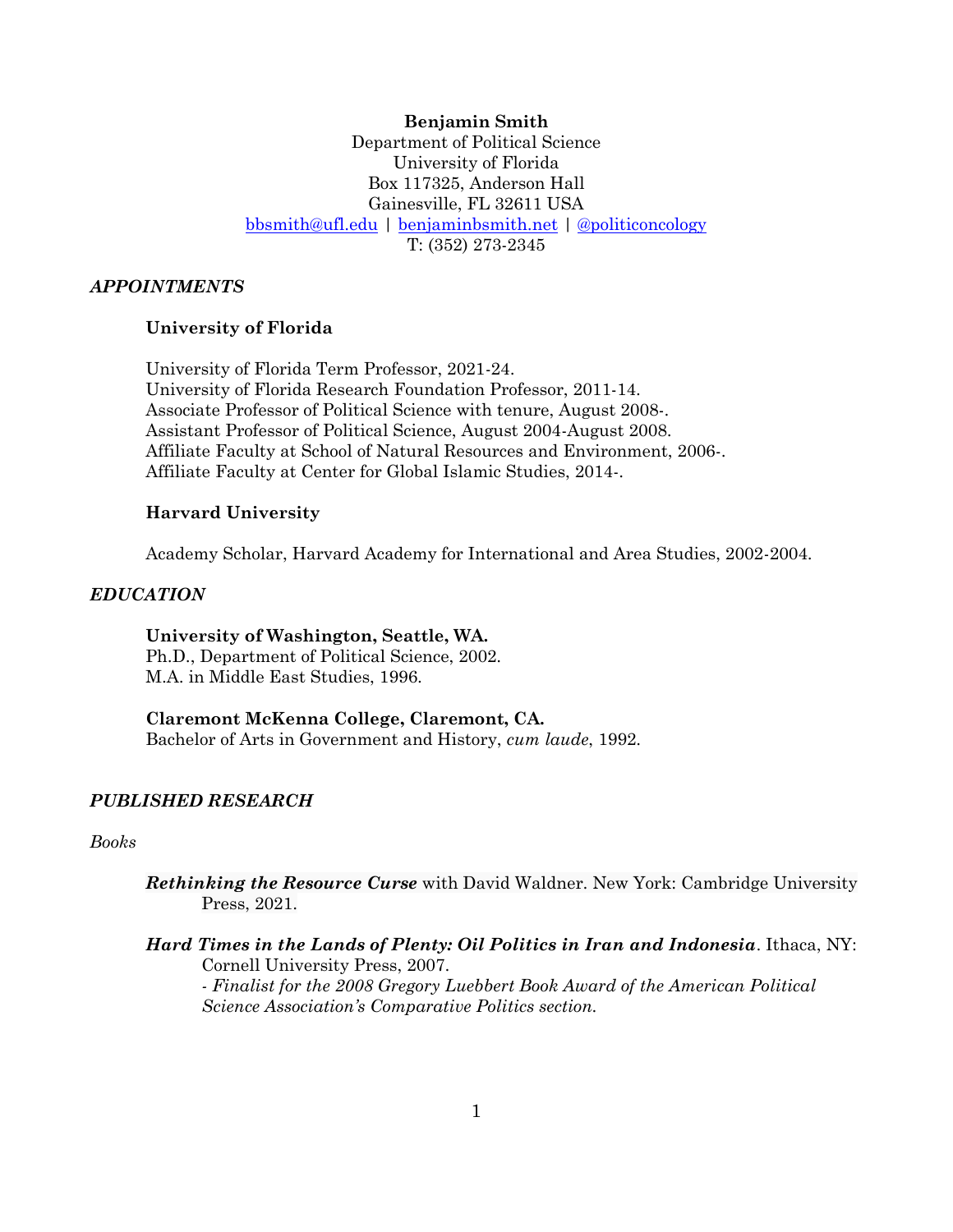**Benjamin Smith**
Department of Political Science
University of Florida
Box 117325, Anderson Hall
Gainesville, FL 32611 USA
bbsmith@ufl.edu | benjaminbsmith.net | @politiconcology
T: (352) 273-2345

## *APPOINTMENTS*

### University of Florida

University of Florida Term Professor, 2021-24.
University of Florida Research Foundation Professor, 2011-14.
Associate Professor of Political Science with tenure, August 2008-.
Assistant Professor of Political Science, August 2004-August 2008.
Affiliate Faculty at School of Natural Resources and Environment, 2006-.
Affiliate Faculty at Center for Global Islamic Studies, 2014-.

### Harvard University

Academy Scholar, Harvard Academy for International and Area Studies, 2002-2004.

## *EDUCATION*

**University of Washington, Seattle, WA.**
Ph.D., Department of Political Science, 2002.
M.A. in Middle East Studies, 1996.

**Claremont McKenna College, Claremont, CA.**
Bachelor of Arts in Government and History, *cum laude*, 1992.

## *PUBLISHED RESEARCH*

*Books*

***Rethinking the Resource Curse*** with David Waldner. New York: Cambridge University Press, 2021.

***Hard Times in the Lands of Plenty: Oil Politics in Iran and Indonesia***. Ithaca, NY: Cornell University Press, 2007.
*- Finalist for the 2008 Gregory Luebbert Book Award of the American Political Science Association's Comparative Politics section.*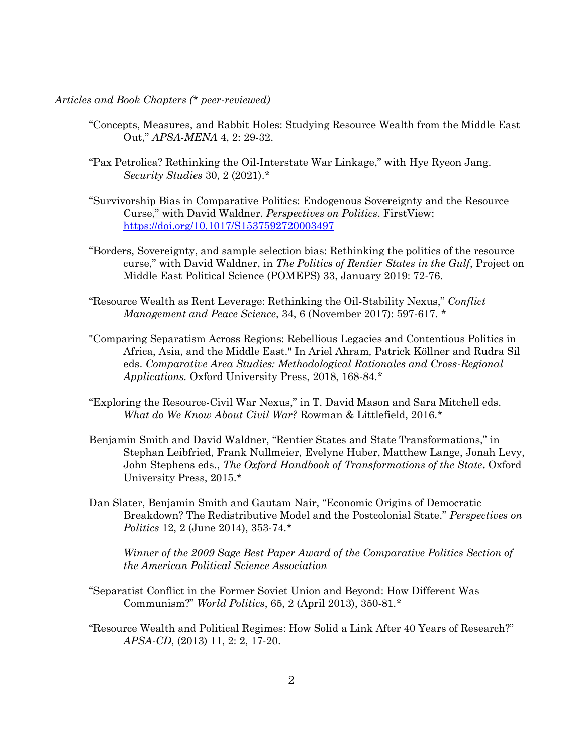*Articles and Book Chapters (* peer-reviewed)*

"Concepts, Measures, and Rabbit Holes: Studying Resource Wealth from the Middle East Out," *APSA-MENA* 4, 2: 29-32.

"Pax Petrolica? Rethinking the Oil-Interstate War Linkage," with Hye Ryeon Jang. *Security Studies* 30, 2 (2021).*

"Survivorship Bias in Comparative Politics: Endogenous Sovereignty and the Resource Curse," with David Waldner. *Perspectives on Politics*. FirstView: [https://doi.org/10.1017/S1537592720003497](https://doi.org/10.1017/S1537592720003497)

"Borders, Sovereignty, and sample selection bias: Rethinking the politics of the resource curse," with David Waldner, in *The Politics of Rentier States in the Gulf*, Project on Middle East Political Science (POMEPS) 33, January 2019: 72-76.

"Resource Wealth as Rent Leverage: Rethinking the Oil-Stability Nexus," *Conflict Management and Peace Science*, 34, 6 (November 2017): 597-617. *

"Comparing Separatism Across Regions: Rebellious Legacies and Contentious Politics in Africa, Asia, and the Middle East." In Ariel Ahram, Patrick Köllner and Rudra Sil eds. *Comparative Area Studies: Methodological Rationales and Cross-Regional Applications.* Oxford University Press, 2018, 168-84.*

"Exploring the Resource-Civil War Nexus," in T. David Mason and Sara Mitchell eds. *What do We Know About Civil War?* Rowman & Littlefield, 2016.*

Benjamin Smith and David Waldner, "Rentier States and State Transformations," in Stephan Leibfried, Frank Nullmeier, Evelyne Huber, Matthew Lange, Jonah Levy, John Stephens eds., *The Oxford Handbook of Transformations of the State*. Oxford University Press, 2015.*

Dan Slater, Benjamin Smith and Gautam Nair, "Economic Origins of Democratic Breakdown? The Redistributive Model and the Postcolonial State." *Perspectives on Politics* 12, 2 (June 2014), 353-74.*

*Winner of the 2009 Sage Best Paper Award of the Comparative Politics Section of the American Political Science Association*

"Separatist Conflict in the Former Soviet Union and Beyond: How Different Was Communism?" *World Politics*, 65, 2 (April 2013), 350-81.*

"Resource Wealth and Political Regimes: How Solid a Link After 40 Years of Research?" *APSA-CD*, (2013) 11, 2: 2, 17-20.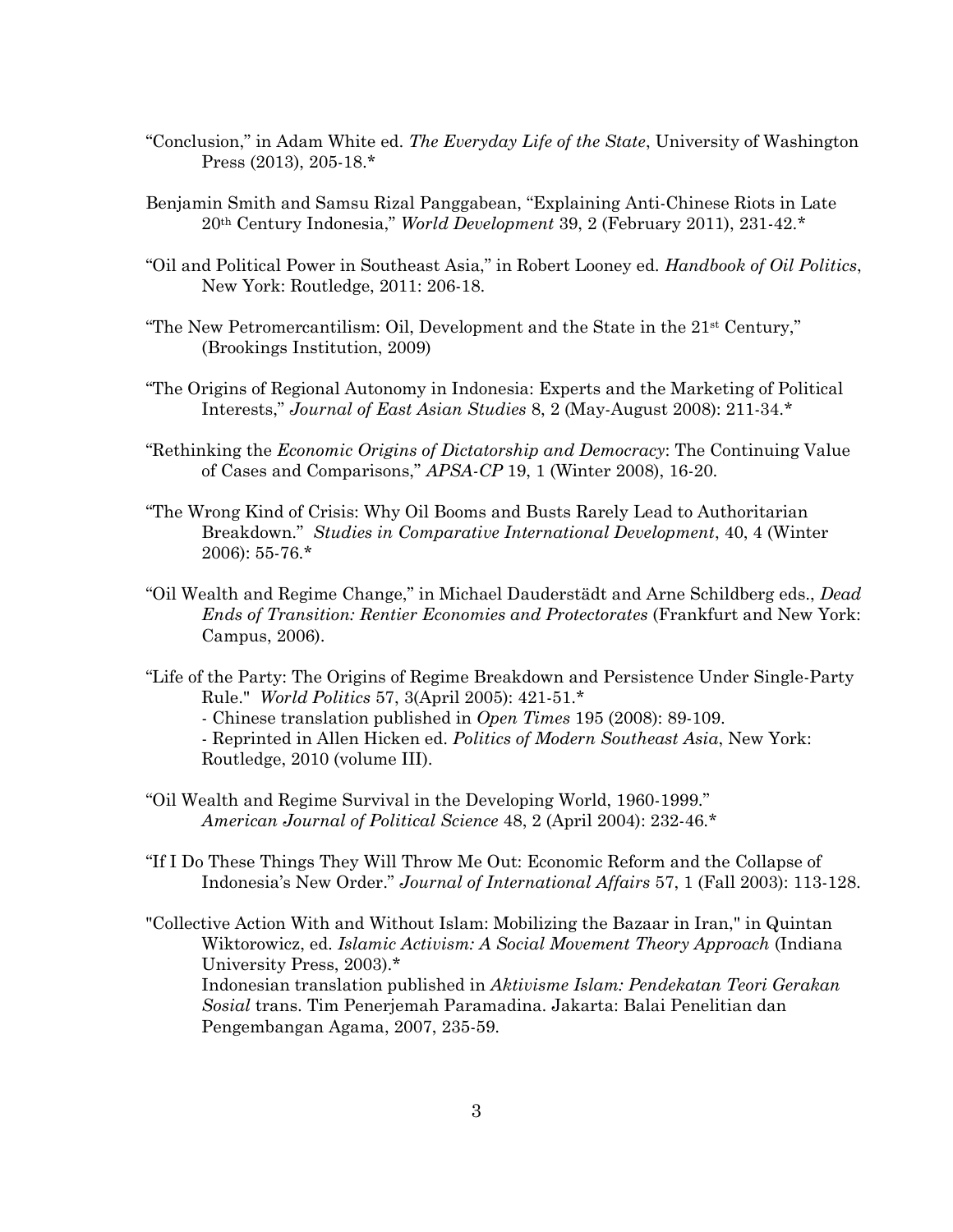"Conclusion," in Adam White ed. *The Everyday Life of the State*, University of Washington Press (2013), 205-18.*

Benjamin Smith and Samsu Rizal Panggabean, "Explaining Anti-Chinese Riots in Late 20th Century Indonesia," *World Development* 39, 2 (February 2011), 231-42.*

"Oil and Political Power in Southeast Asia," in Robert Looney ed. *Handbook of Oil Politics*, New York: Routledge, 2011: 206-18.

"The New Petromercantilism: Oil, Development and the State in the 21st Century," (Brookings Institution, 2009)

"The Origins of Regional Autonomy in Indonesia: Experts and the Marketing of Political Interests," *Journal of East Asian Studies* 8, 2 (May-August 2008): 211-34.*

"Rethinking the *Economic Origins of Dictatorship and Democracy*: The Continuing Value of Cases and Comparisons," *APSA-CP* 19, 1 (Winter 2008), 16-20.

"The Wrong Kind of Crisis: Why Oil Booms and Busts Rarely Lead to Authoritarian Breakdown." *Studies in Comparative International Development*, 40, 4 (Winter 2006): 55-76.*

"Oil Wealth and Regime Change," in Michael Dauderstädt and Arne Schildberg eds., *Dead Ends of Transition: Rentier Economies and Protectorates* (Frankfurt and New York: Campus, 2006).

"Life of the Party: The Origins of Regime Breakdown and Persistence Under Single-Party Rule." *World Politics* 57, 3(April 2005): 421-51.*
- Chinese translation published in *Open Times* 195 (2008): 89-109.
- Reprinted in Allen Hicken ed. *Politics of Modern Southeast Asia*, New York: Routledge, 2010 (volume III).

"Oil Wealth and Regime Survival in the Developing World, 1960-1999." *American Journal of Political Science* 48, 2 (April 2004): 232-46.*

"If I Do These Things They Will Throw Me Out: Economic Reform and the Collapse of Indonesia's New Order." *Journal of International Affairs* 57, 1 (Fall 2003): 113-128.

"Collective Action With and Without Islam: Mobilizing the Bazaar in Iran," in Quintan Wiktorowicz, ed. *Islamic Activism: A Social Movement Theory Approach* (Indiana University Press, 2003).*
Indonesian translation published in *Aktivisme Islam: Pendekatan Teori Gerakan Sosial* trans. Tim Penerjemah Paramadina. Jakarta: Balai Penelitian dan Pengembangan Agama, 2007, 235-59.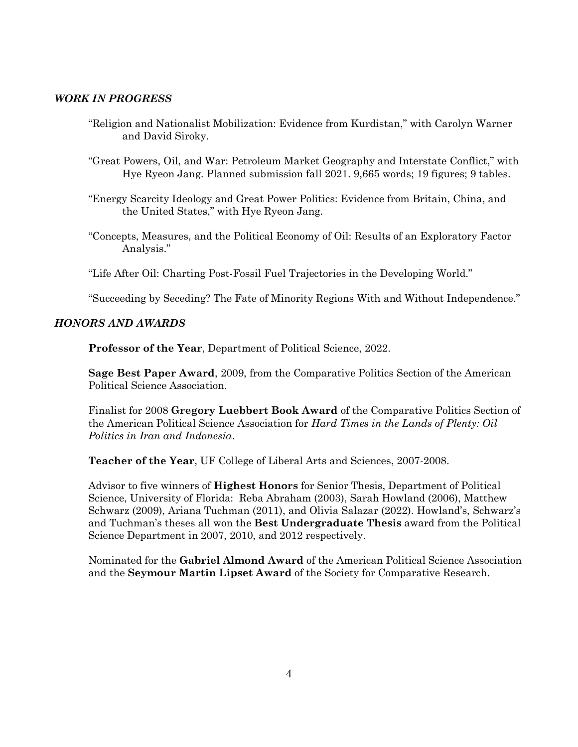### *WORK IN PROGRESS*

"Religion and Nationalist Mobilization: Evidence from Kurdistan," with Carolyn Warner and David Siroky.

"Great Powers, Oil, and War: Petroleum Market Geography and Interstate Conflict," with Hye Ryeon Jang. Planned submission fall 2021. 9,665 words; 19 figures; 9 tables.

"Energy Scarcity Ideology and Great Power Politics: Evidence from Britain, China, and the United States," with Hye Ryeon Jang.

"Concepts, Measures, and the Political Economy of Oil: Results of an Exploratory Factor Analysis."

"Life After Oil: Charting Post-Fossil Fuel Trajectories in the Developing World."

"Succeeding by Seceding? The Fate of Minority Regions With and Without Independence."

### *HONORS AND AWARDS*

**Professor of the Year**, Department of Political Science, 2022.

**Sage Best Paper Award**, 2009, from the Comparative Politics Section of the American Political Science Association.

Finalist for 2008 **Gregory Luebbert Book Award** of the Comparative Politics Section of the American Political Science Association for *Hard Times in the Lands of Plenty: Oil Politics in Iran and Indonesia*.

**Teacher of the Year**, UF College of Liberal Arts and Sciences, 2007-2008.

Advisor to five winners of **Highest Honors** for Senior Thesis, Department of Political Science, University of Florida: Reba Abraham (2003), Sarah Howland (2006), Matthew Schwarz (2009), Ariana Tuchman (2011), and Olivia Salazar (2022). Howland's, Schwarz's and Tuchman's theses all won the **Best Undergraduate Thesis** award from the Political Science Department in 2007, 2010, and 2012 respectively.

Nominated for the **Gabriel Almond Award** of the American Political Science Association and the **Seymour Martin Lipset Award** of the Society for Comparative Research.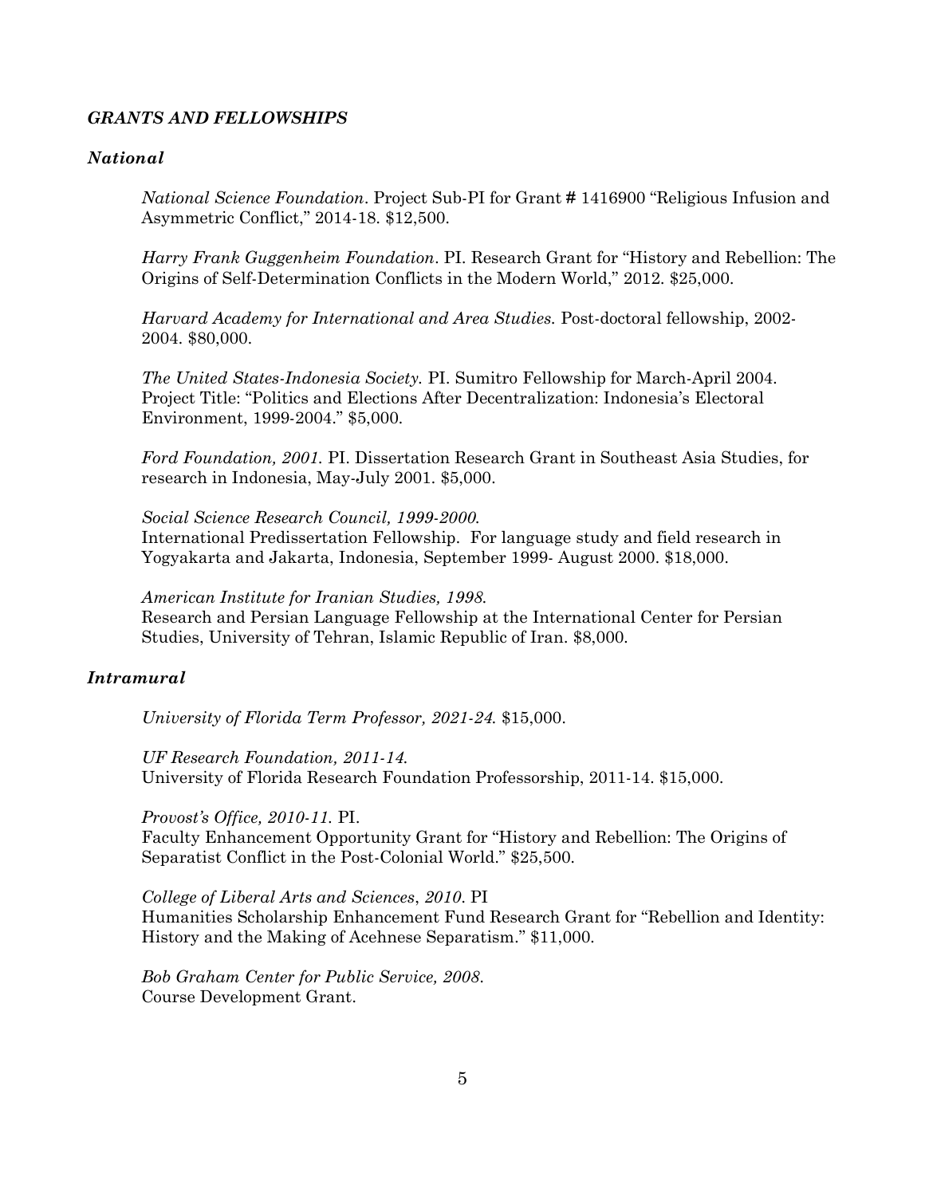## *GRANTS AND FELLOWSHIPS*

### *National*

*National Science Foundation*. Project Sub-PI for Grant # 1416900 "Religious Infusion and Asymmetric Conflict," 2014-18. $12,500.

*Harry Frank Guggenheim Foundation*. PI. Research Grant for "History and Rebellion: The Origins of Self-Determination Conflicts in the Modern World," 2012. $25,000.

*Harvard Academy for International and Area Studies.* Post-doctoral fellowship, 2002-2004. $80,000.

*The United States-Indonesia Society.* PI. Sumitro Fellowship for March-April 2004. Project Title: "Politics and Elections After Decentralization: Indonesia's Electoral Environment, 1999-2004." $5,000.

*Ford Foundation, 2001.* PI. Dissertation Research Grant in Southeast Asia Studies, for research in Indonesia, May-July 2001. $5,000.

*Social Science Research Council, 1999-2000.*
International Predissertation Fellowship. For language study and field research in Yogyakarta and Jakarta, Indonesia, September 1999- August 2000. $18,000.

*American Institute for Iranian Studies, 1998.*
Research and Persian Language Fellowship at the International Center for Persian Studies, University of Tehran, Islamic Republic of Iran. $8,000.

### *Intramural*

*University of Florida Term Professor, 2021-24.* $15,000.

*UF Research Foundation, 2011-14.*
University of Florida Research Foundation Professorship, 2011-14. $15,000.

*Provost's Office, 2010-11.* PI.
Faculty Enhancement Opportunity Grant for "History and Rebellion: The Origins of Separatist Conflict in the Post-Colonial World." $25,500.

*College of Liberal Arts and Sciences*, *2010*. PI
Humanities Scholarship Enhancement Fund Research Grant for "Rebellion and Identity: History and the Making of Acehnese Separatism." $11,000.

*Bob Graham Center for Public Service, 2008*.
Course Development Grant.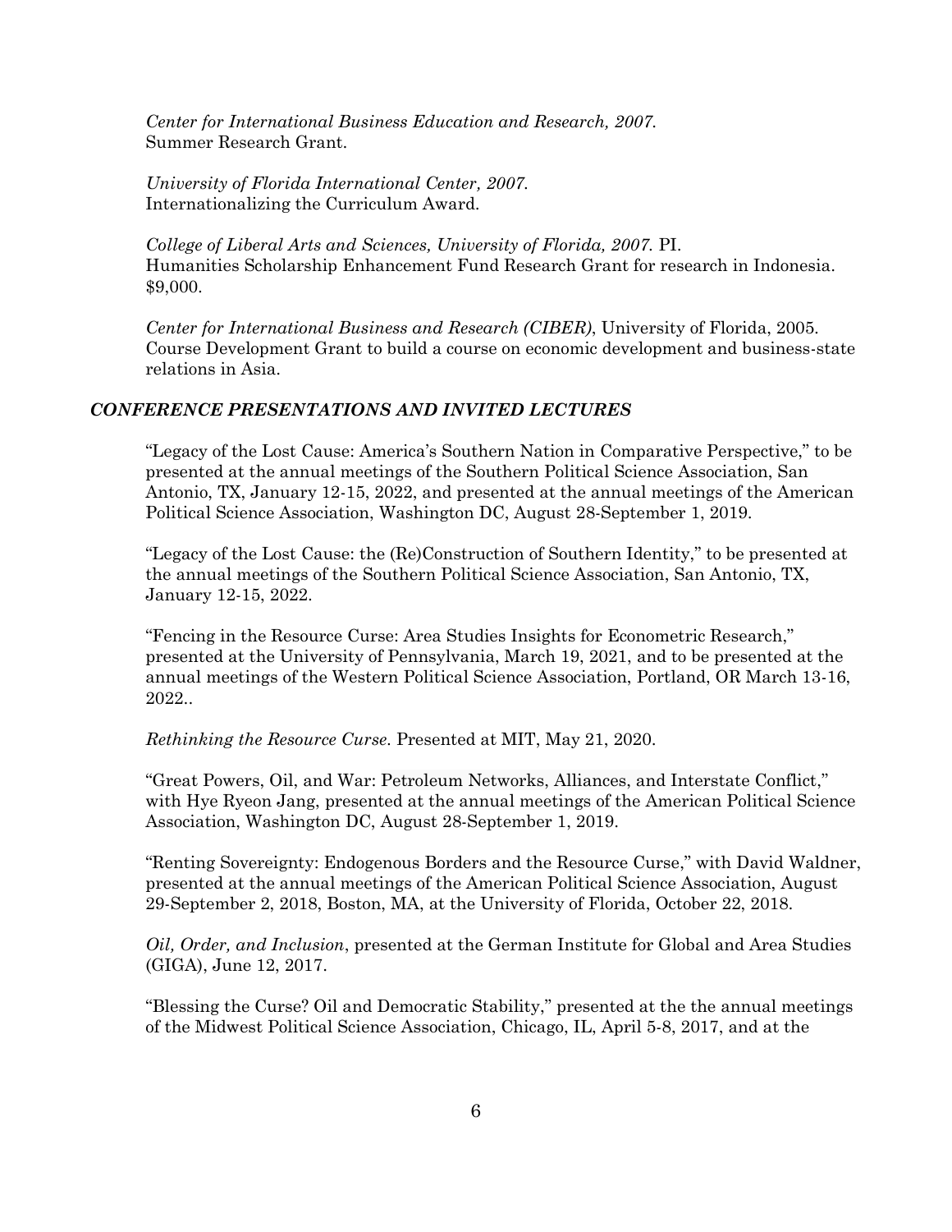*Center for International Business Education and Research, 2007.*
Summer Research Grant.

*University of Florida International Center, 2007.*
Internationalizing the Curriculum Award.

*College of Liberal Arts and Sciences, University of Florida, 2007.* PI.
Humanities Scholarship Enhancement Fund Research Grant for research in Indonesia. $9,000.

*Center for International Business and Research (CIBER)*, University of Florida, 2005.
Course Development Grant to build a course on economic development and business-state relations in Asia.

## *CONFERENCE PRESENTATIONS AND INVITED LECTURES*

"Legacy of the Lost Cause: America's Southern Nation in Comparative Perspective," to be presented at the annual meetings of the Southern Political Science Association, San Antonio, TX, January 12-15, 2022, and presented at the annual meetings of the American Political Science Association, Washington DC, August 28-September 1, 2019.

"Legacy of the Lost Cause: the (Re)Construction of Southern Identity," to be presented at the annual meetings of the Southern Political Science Association, San Antonio, TX, January 12-15, 2022.

"Fencing in the Resource Curse: Area Studies Insights for Econometric Research," presented at the University of Pennsylvania, March 19, 2021, and to be presented at the annual meetings of the Western Political Science Association, Portland, OR March 13-16, 2022..

*Rethinking the Resource Curse.* Presented at MIT, May 21, 2020.

"Great Powers, Oil, and War: Petroleum Networks, Alliances, and Interstate Conflict," with Hye Ryeon Jang, presented at the annual meetings of the American Political Science Association, Washington DC, August 28-September 1, 2019.

"Renting Sovereignty: Endogenous Borders and the Resource Curse," with David Waldner, presented at the annual meetings of the American Political Science Association, August 29-September 2, 2018, Boston, MA, at the University of Florida, October 22, 2018.

*Oil, Order, and Inclusion*, presented at the German Institute for Global and Area Studies (GIGA), June 12, 2017.

"Blessing the Curse? Oil and Democratic Stability," presented at the the annual meetings of the Midwest Political Science Association, Chicago, IL, April 5-8, 2017, and at the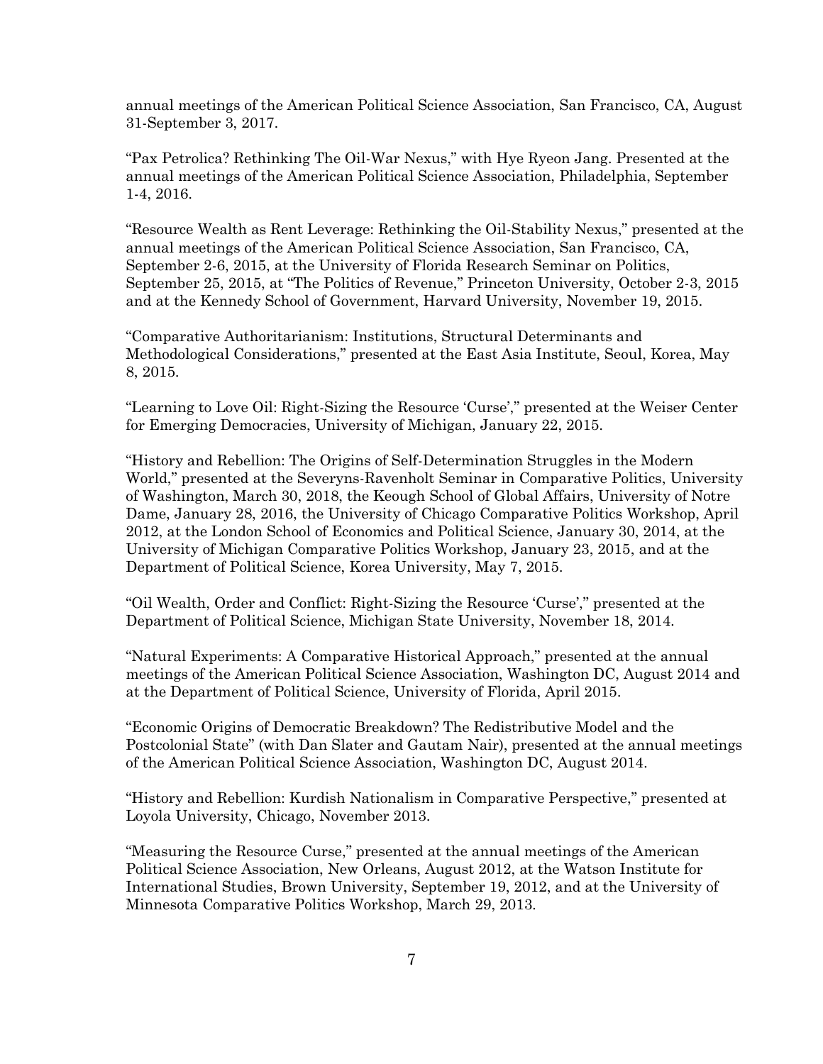annual meetings of the American Political Science Association, San Francisco, CA, August 31-September 3, 2017.

"Pax Petrolica? Rethinking The Oil-War Nexus," with Hye Ryeon Jang. Presented at the annual meetings of the American Political Science Association, Philadelphia, September 1-4, 2016.

"Resource Wealth as Rent Leverage: Rethinking the Oil-Stability Nexus," presented at the annual meetings of the American Political Science Association, San Francisco, CA, September 2-6, 2015, at the University of Florida Research Seminar on Politics, September 25, 2015, at "The Politics of Revenue," Princeton University, October 2-3, 2015 and at the Kennedy School of Government, Harvard University, November 19, 2015.

"Comparative Authoritarianism: Institutions, Structural Determinants and Methodological Considerations," presented at the East Asia Institute, Seoul, Korea, May 8, 2015.

"Learning to Love Oil: Right-Sizing the Resource 'Curse'," presented at the Weiser Center for Emerging Democracies, University of Michigan, January 22, 2015.

"History and Rebellion: The Origins of Self-Determination Struggles in the Modern World," presented at the Severyns-Ravenholt Seminar in Comparative Politics, University of Washington, March 30, 2018, the Keough School of Global Affairs, University of Notre Dame, January 28, 2016, the University of Chicago Comparative Politics Workshop, April 2012, at the London School of Economics and Political Science, January 30, 2014, at the University of Michigan Comparative Politics Workshop, January 23, 2015, and at the Department of Political Science, Korea University, May 7, 2015.

"Oil Wealth, Order and Conflict: Right-Sizing the Resource 'Curse'," presented at the Department of Political Science, Michigan State University, November 18, 2014.

"Natural Experiments: A Comparative Historical Approach," presented at the annual meetings of the American Political Science Association, Washington DC, August 2014 and at the Department of Political Science, University of Florida, April 2015.

"Economic Origins of Democratic Breakdown? The Redistributive Model and the Postcolonial State" (with Dan Slater and Gautam Nair), presented at the annual meetings of the American Political Science Association, Washington DC, August 2014.

"History and Rebellion: Kurdish Nationalism in Comparative Perspective," presented at Loyola University, Chicago, November 2013.

"Measuring the Resource Curse," presented at the annual meetings of the American Political Science Association, New Orleans, August 2012, at the Watson Institute for International Studies, Brown University, September 19, 2012, and at the University of Minnesota Comparative Politics Workshop, March 29, 2013.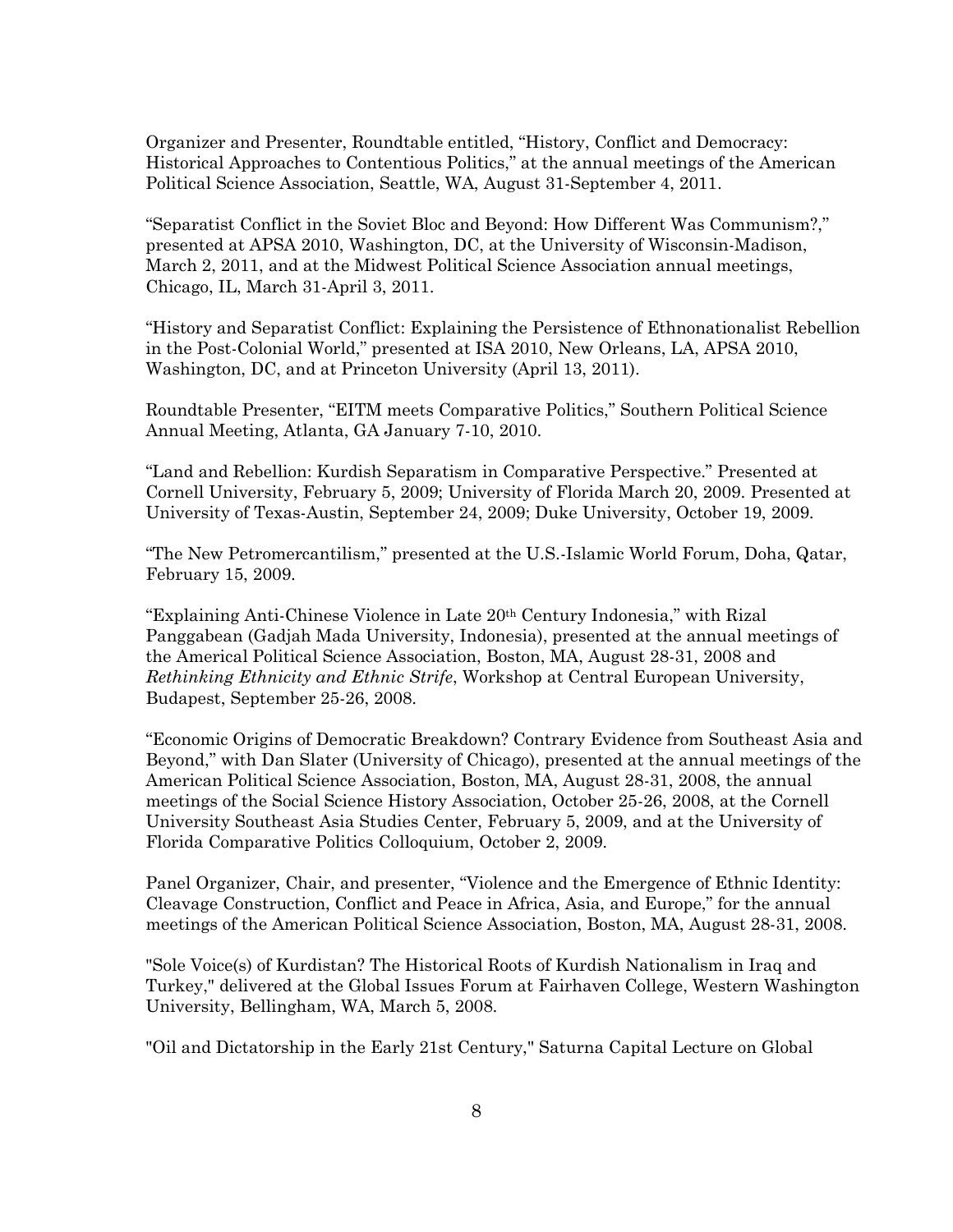Organizer and Presenter, Roundtable entitled, "History, Conflict and Democracy: Historical Approaches to Contentious Politics," at the annual meetings of the American Political Science Association, Seattle, WA, August 31-September 4, 2011.

"Separatist Conflict in the Soviet Bloc and Beyond: How Different Was Communism?," presented at APSA 2010, Washington, DC, at the University of Wisconsin-Madison, March 2, 2011, and at the Midwest Political Science Association annual meetings, Chicago, IL, March 31-April 3, 2011.

"History and Separatist Conflict: Explaining the Persistence of Ethnonationalist Rebellion in the Post-Colonial World," presented at ISA 2010, New Orleans, LA, APSA 2010, Washington, DC, and at Princeton University (April 13, 2011).

Roundtable Presenter, "EITM meets Comparative Politics," Southern Political Science Annual Meeting, Atlanta, GA January 7-10, 2010.

"Land and Rebellion: Kurdish Separatism in Comparative Perspective." Presented at Cornell University, February 5, 2009; University of Florida March 20, 2009. Presented at University of Texas-Austin, September 24, 2009; Duke University, October 19, 2009.

"The New Petromercantilism," presented at the U.S.-Islamic World Forum, Doha, Qatar, February 15, 2009.

"Explaining Anti-Chinese Violence in Late 20th Century Indonesia," with Rizal Panggabean (Gadjah Mada University, Indonesia), presented at the annual meetings of the Americal Political Science Association, Boston, MA, August 28-31, 2008 and *Rethinking Ethnicity and Ethnic Strife*, Workshop at Central European University, Budapest, September 25-26, 2008.

"Economic Origins of Democratic Breakdown? Contrary Evidence from Southeast Asia and Beyond," with Dan Slater (University of Chicago), presented at the annual meetings of the American Political Science Association, Boston, MA, August 28-31, 2008, the annual meetings of the Social Science History Association, October 25-26, 2008, at the Cornell University Southeast Asia Studies Center, February 5, 2009, and at the University of Florida Comparative Politics Colloquium, October 2, 2009.

Panel Organizer, Chair, and presenter, "Violence and the Emergence of Ethnic Identity: Cleavage Construction, Conflict and Peace in Africa, Asia, and Europe," for the annual meetings of the American Political Science Association, Boston, MA, August 28-31, 2008.

"Sole Voice(s) of Kurdistan? The Historical Roots of Kurdish Nationalism in Iraq and Turkey," delivered at the Global Issues Forum at Fairhaven College, Western Washington University, Bellingham, WA, March 5, 2008.

"Oil and Dictatorship in the Early 21st Century," Saturna Capital Lecture on Global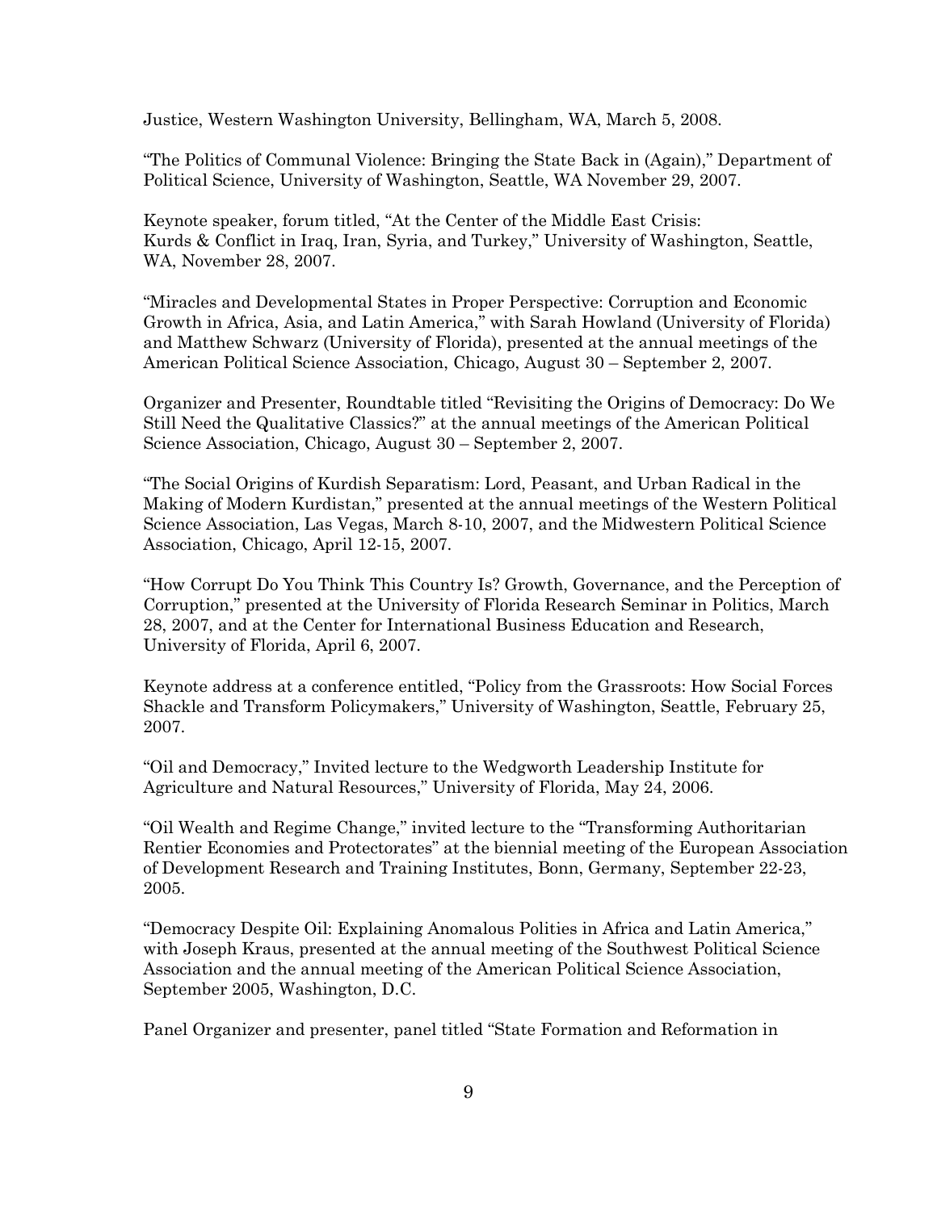Justice, Western Washington University, Bellingham, WA, March 5, 2008.

"The Politics of Communal Violence: Bringing the State Back in (Again)," Department of Political Science, University of Washington, Seattle, WA November 29, 2007.

Keynote speaker, forum titled, "At the Center of the Middle East Crisis: Kurds & Conflict in Iraq, Iran, Syria, and Turkey," University of Washington, Seattle, WA, November 28, 2007.

"Miracles and Developmental States in Proper Perspective: Corruption and Economic Growth in Africa, Asia, and Latin America," with Sarah Howland (University of Florida) and Matthew Schwarz (University of Florida), presented at the annual meetings of the American Political Science Association, Chicago, August 30 – September 2, 2007.

Organizer and Presenter, Roundtable titled "Revisiting the Origins of Democracy: Do We Still Need the Qualitative Classics?" at the annual meetings of the American Political Science Association, Chicago, August 30 – September 2, 2007.

"The Social Origins of Kurdish Separatism: Lord, Peasant, and Urban Radical in the Making of Modern Kurdistan," presented at the annual meetings of the Western Political Science Association, Las Vegas, March 8-10, 2007, and the Midwestern Political Science Association, Chicago, April 12-15, 2007.

"How Corrupt Do You Think This Country Is? Growth, Governance, and the Perception of Corruption," presented at the University of Florida Research Seminar in Politics, March 28, 2007, and at the Center for International Business Education and Research, University of Florida, April 6, 2007.

Keynote address at a conference entitled, "Policy from the Grassroots: How Social Forces Shackle and Transform Policymakers," University of Washington, Seattle, February 25, 2007.

"Oil and Democracy," Invited lecture to the Wedgworth Leadership Institute for Agriculture and Natural Resources," University of Florida, May 24, 2006.

"Oil Wealth and Regime Change," invited lecture to the "Transforming Authoritarian Rentier Economies and Protectorates" at the biennial meeting of the European Association of Development Research and Training Institutes, Bonn, Germany, September 22-23, 2005.

"Democracy Despite Oil: Explaining Anomalous Polities in Africa and Latin America," with Joseph Kraus, presented at the annual meeting of the Southwest Political Science Association and the annual meeting of the American Political Science Association, September 2005, Washington, D.C.

Panel Organizer and presenter, panel titled "State Formation and Reformation in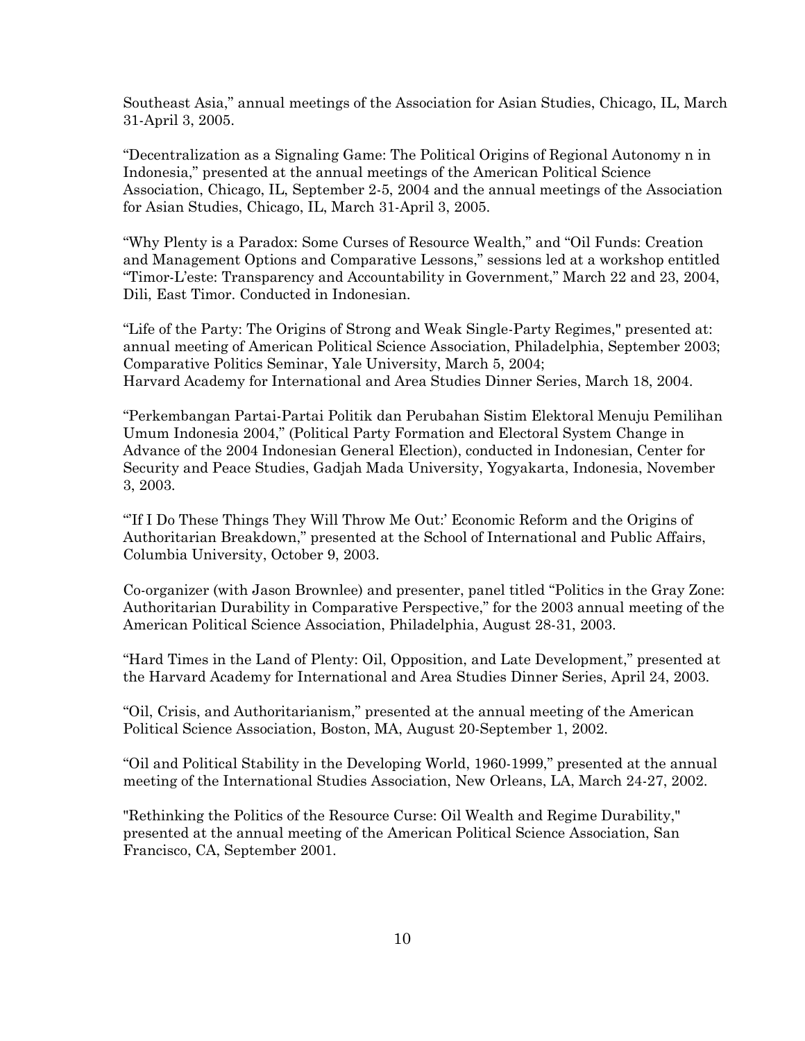Southeast Asia," annual meetings of the Association for Asian Studies, Chicago, IL, March 31-April 3, 2005.

"Decentralization as a Signaling Game: The Political Origins of Regional Autonomy n in Indonesia," presented at the annual meetings of the American Political Science Association, Chicago, IL, September 2-5, 2004 and the annual meetings of the Association for Asian Studies, Chicago, IL, March 31-April 3, 2005.

"Why Plenty is a Paradox: Some Curses of Resource Wealth," and "Oil Funds: Creation and Management Options and Comparative Lessons," sessions led at a workshop entitled "Timor-L'este: Transparency and Accountability in Government," March 22 and 23, 2004, Dili, East Timor. Conducted in Indonesian.

"Life of the Party: The Origins of Strong and Weak Single-Party Regimes," presented at: annual meeting of American Political Science Association, Philadelphia, September 2003; Comparative Politics Seminar, Yale University, March 5, 2004;
Harvard Academy for International and Area Studies Dinner Series, March 18, 2004.

"Perkembangan Partai-Partai Politik dan Perubahan Sistim Elektoral Menuju Pemilihan Umum Indonesia 2004," (Political Party Formation and Electoral System Change in Advance of the 2004 Indonesian General Election), conducted in Indonesian, Center for Security and Peace Studies, Gadjah Mada University, Yogyakarta, Indonesia, November 3, 2003.

"'If I Do These Things They Will Throw Me Out:' Economic Reform and the Origins of Authoritarian Breakdown," presented at the School of International and Public Affairs, Columbia University, October 9, 2003.

Co-organizer (with Jason Brownlee) and presenter, panel titled "Politics in the Gray Zone: Authoritarian Durability in Comparative Perspective," for the 2003 annual meeting of the American Political Science Association, Philadelphia, August 28-31, 2003.

"Hard Times in the Land of Plenty: Oil, Opposition, and Late Development," presented at the Harvard Academy for International and Area Studies Dinner Series, April 24, 2003.

"Oil, Crisis, and Authoritarianism," presented at the annual meeting of the American Political Science Association, Boston, MA, August 20-September 1, 2002.

"Oil and Political Stability in the Developing World, 1960-1999," presented at the annual meeting of the International Studies Association, New Orleans, LA, March 24-27, 2002.

"Rethinking the Politics of the Resource Curse: Oil Wealth and Regime Durability," presented at the annual meeting of the American Political Science Association, San Francisco, CA, September 2001.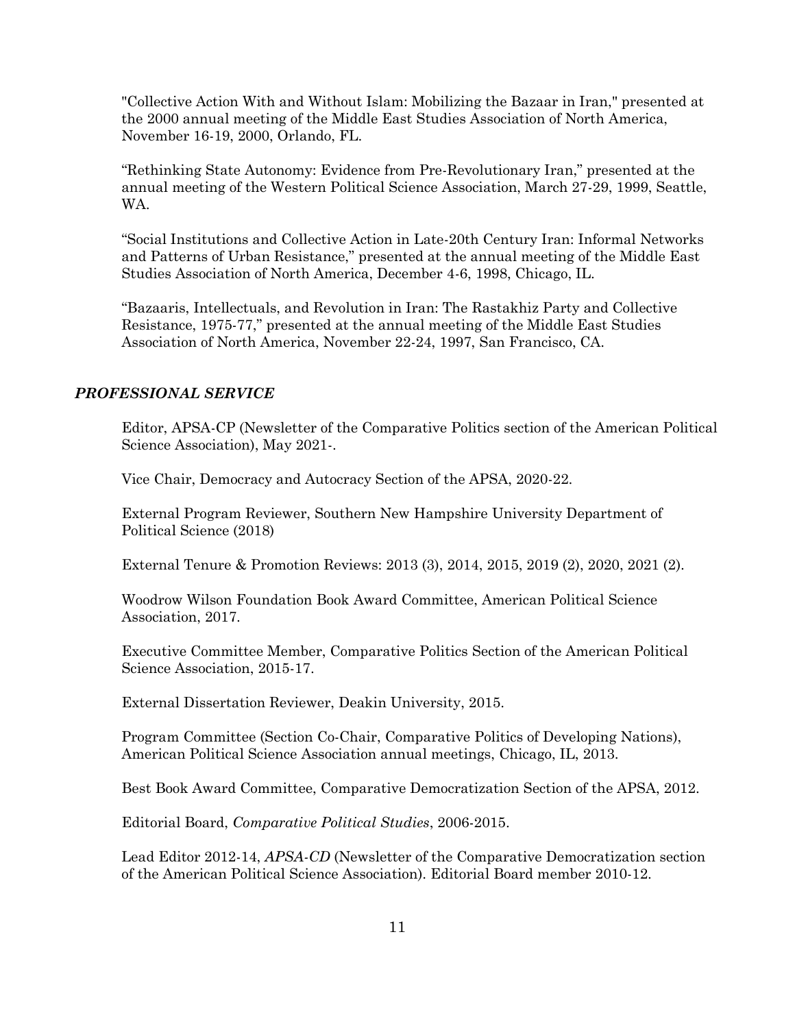"Collective Action With and Without Islam: Mobilizing the Bazaar in Iran," presented at the 2000 annual meeting of the Middle East Studies Association of North America, November 16-19, 2000, Orlando, FL.

"Rethinking State Autonomy: Evidence from Pre-Revolutionary Iran," presented at the annual meeting of the Western Political Science Association, March 27-29, 1999, Seattle, WA.

"Social Institutions and Collective Action in Late-20th Century Iran: Informal Networks and Patterns of Urban Resistance," presented at the annual meeting of the Middle East Studies Association of North America, December 4-6, 1998, Chicago, IL.

"Bazaaris, Intellectuals, and Revolution in Iran: The Rastakhiz Party and Collective Resistance, 1975-77," presented at the annual meeting of the Middle East Studies Association of North America, November 22-24, 1997, San Francisco, CA.

## *PROFESSIONAL SERVICE*

Editor, APSA-CP (Newsletter of the Comparative Politics section of the American Political Science Association), May 2021-.

Vice Chair, Democracy and Autocracy Section of the APSA, 2020-22.

External Program Reviewer, Southern New Hampshire University Department of Political Science (2018)

External Tenure & Promotion Reviews: 2013 (3), 2014, 2015, 2019 (2), 2020, 2021 (2).

Woodrow Wilson Foundation Book Award Committee, American Political Science Association, 2017.

Executive Committee Member, Comparative Politics Section of the American Political Science Association, 2015-17.

External Dissertation Reviewer, Deakin University, 2015.

Program Committee (Section Co-Chair, Comparative Politics of Developing Nations), American Political Science Association annual meetings, Chicago, IL, 2013.

Best Book Award Committee, Comparative Democratization Section of the APSA, 2012.

Editorial Board, *Comparative Political Studies*, 2006-2015.

Lead Editor 2012-14, *APSA-CD* (Newsletter of the Comparative Democratization section of the American Political Science Association). Editorial Board member 2010-12.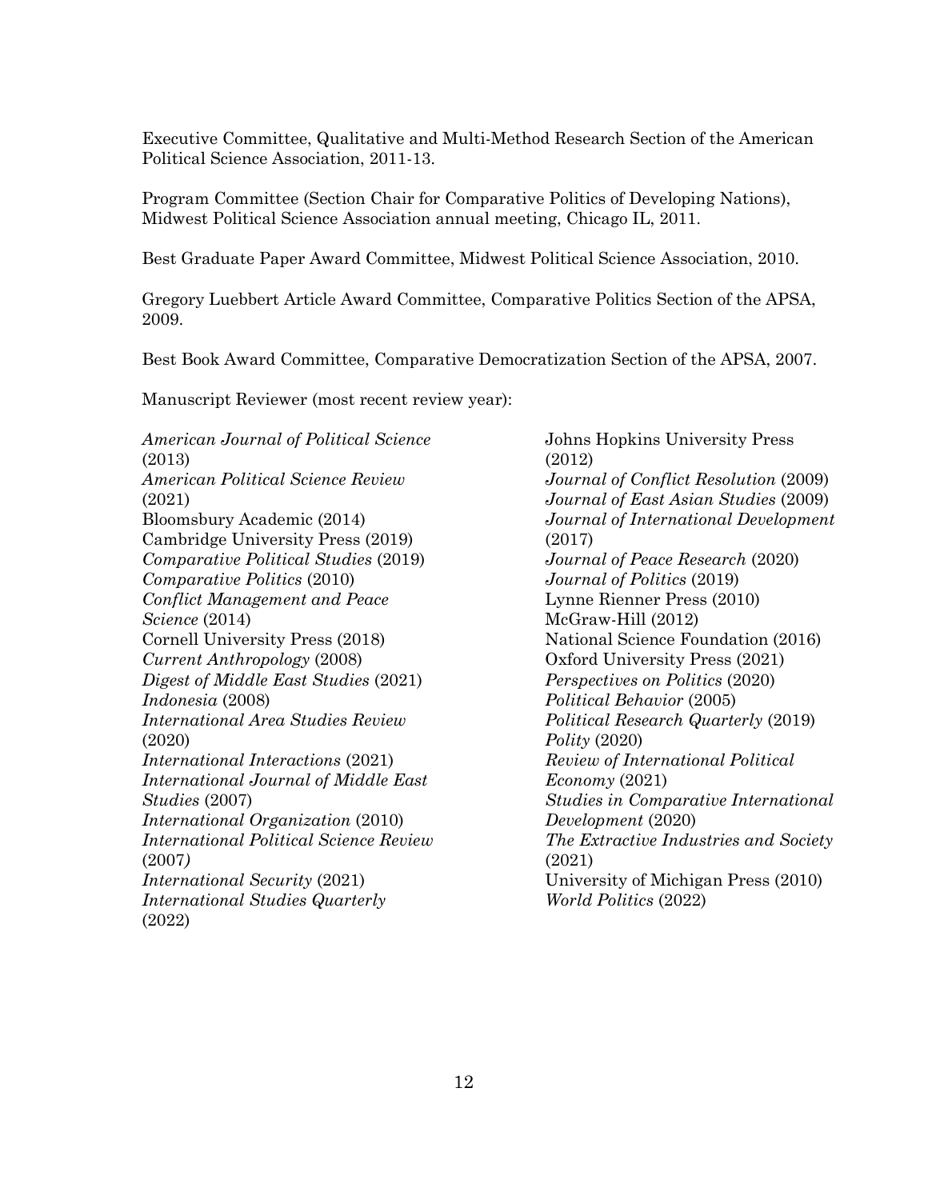Executive Committee, Qualitative and Multi-Method Research Section of the American Political Science Association, 2011-13.

Program Committee (Section Chair for Comparative Politics of Developing Nations), Midwest Political Science Association annual meeting, Chicago IL, 2011.

Best Graduate Paper Award Committee, Midwest Political Science Association, 2010.

Gregory Luebbert Article Award Committee, Comparative Politics Section of the APSA, 2009.

Best Book Award Committee, Comparative Democratization Section of the APSA, 2007.

Manuscript Reviewer (most recent review year):

*American Journal of Political Science* (2013)
*American Political Science Review* (2021)
Bloomsbury Academic (2014)
Cambridge University Press (2019)
*Comparative Political Studies* (2019)
*Comparative Politics* (2010)
*Conflict Management and Peace Science* (2014)
Cornell University Press (2018)
*Current Anthropology* (2008)
*Digest of Middle East Studies* (2021)
*Indonesia* (2008)
*International Area Studies Review* (2020)
*International Interactions* (2021)
*International Journal of Middle East Studies* (2007)
*International Organization* (2010)
*International Political Science Review* (2007)
*International Security* (2021)
*International Studies Quarterly* (2022)
Johns Hopkins University Press (2012)
*Journal of Conflict Resolution* (2009)
*Journal of East Asian Studies* (2009)
*Journal of International Development* (2017)
*Journal of Peace Research* (2020)
*Journal of Politics* (2019)
Lynne Rienner Press (2010)
McGraw-Hill (2012)
National Science Foundation (2016)
Oxford University Press (2021)
*Perspectives on Politics* (2020)
*Political Behavior* (2005)
*Political Research Quarterly* (2019)
*Polity* (2020)
*Review of International Political Economy* (2021)
*Studies in Comparative International Development* (2020)
*The Extractive Industries and Society* (2021)
University of Michigan Press (2010)
*World Politics* (2022)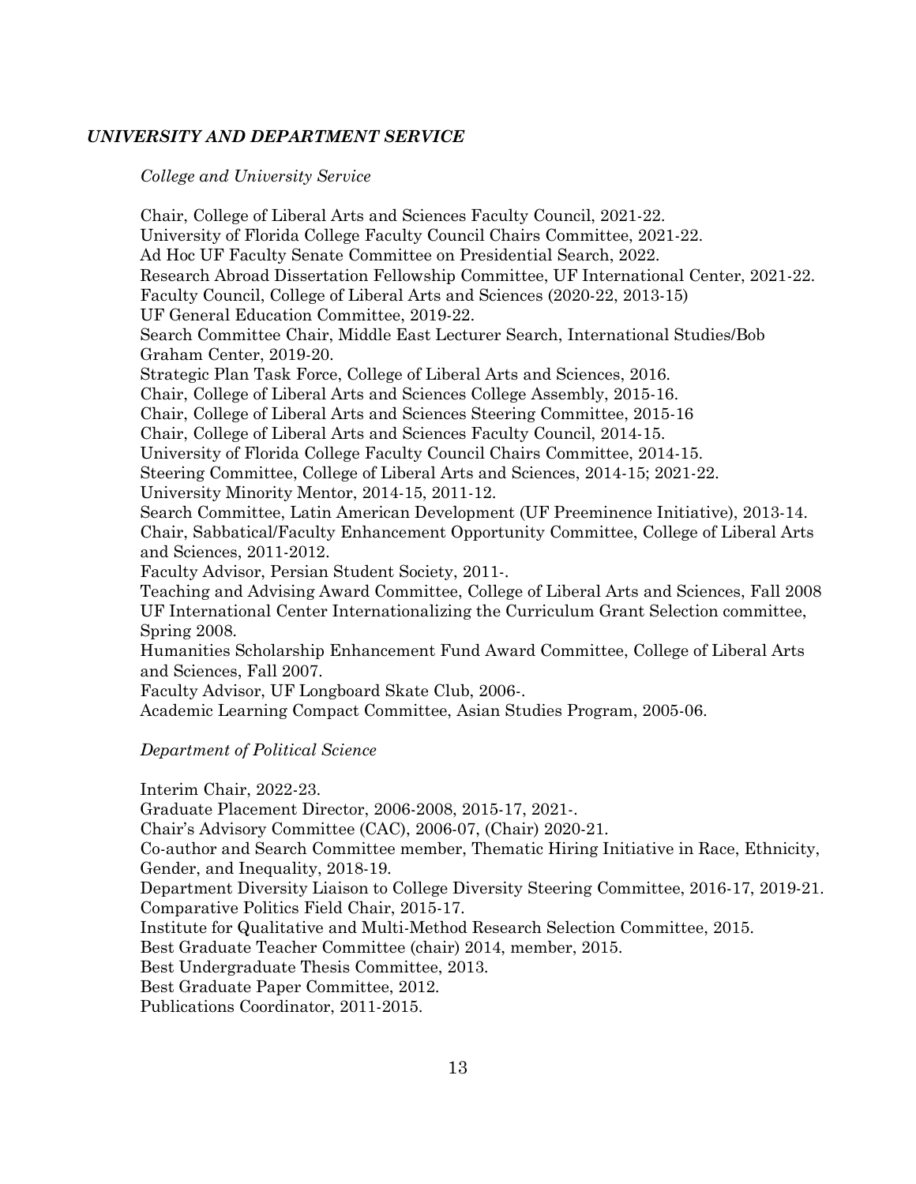## *UNIVERSITY AND DEPARTMENT SERVICE*

### *College and University Service*

Chair, College of Liberal Arts and Sciences Faculty Council, 2021-22.
University of Florida College Faculty Council Chairs Committee, 2021-22.
Ad Hoc UF Faculty Senate Committee on Presidential Search, 2022.
Research Abroad Dissertation Fellowship Committee, UF International Center, 2021-22.
Faculty Council, College of Liberal Arts and Sciences (2020-22, 2013-15)
UF General Education Committee, 2019-22.
Search Committee Chair, Middle East Lecturer Search, International Studies/Bob Graham Center, 2019-20.
Strategic Plan Task Force, College of Liberal Arts and Sciences, 2016.
Chair, College of Liberal Arts and Sciences College Assembly, 2015-16.
Chair, College of Liberal Arts and Sciences Steering Committee, 2015-16
Chair, College of Liberal Arts and Sciences Faculty Council, 2014-15.
University of Florida College Faculty Council Chairs Committee, 2014-15.
Steering Committee, College of Liberal Arts and Sciences, 2014-15; 2021-22.
University Minority Mentor, 2014-15, 2011-12.
Search Committee, Latin American Development (UF Preeminence Initiative), 2013-14.
Chair, Sabbatical/Faculty Enhancement Opportunity Committee, College of Liberal Arts and Sciences, 2011-2012.
Faculty Advisor, Persian Student Society, 2011-.
Teaching and Advising Award Committee, College of Liberal Arts and Sciences, Fall 2008
UF International Center Internationalizing the Curriculum Grant Selection committee, Spring 2008.
Humanities Scholarship Enhancement Fund Award Committee, College of Liberal Arts and Sciences, Fall 2007.
Faculty Advisor, UF Longboard Skate Club, 2006-.
Academic Learning Compact Committee, Asian Studies Program, 2005-06.

### *Department of Political Science*

Interim Chair, 2022-23.
Graduate Placement Director, 2006-2008, 2015-17, 2021-.
Chair's Advisory Committee (CAC), 2006-07, (Chair) 2020-21.
Co-author and Search Committee member, Thematic Hiring Initiative in Race, Ethnicity, Gender, and Inequality, 2018-19.
Department Diversity Liaison to College Diversity Steering Committee, 2016-17, 2019-21.
Comparative Politics Field Chair, 2015-17.
Institute for Qualitative and Multi-Method Research Selection Committee, 2015.
Best Graduate Teacher Committee (chair) 2014, member, 2015.
Best Undergraduate Thesis Committee, 2013.
Best Graduate Paper Committee, 2012.
Publications Coordinator, 2011-2015.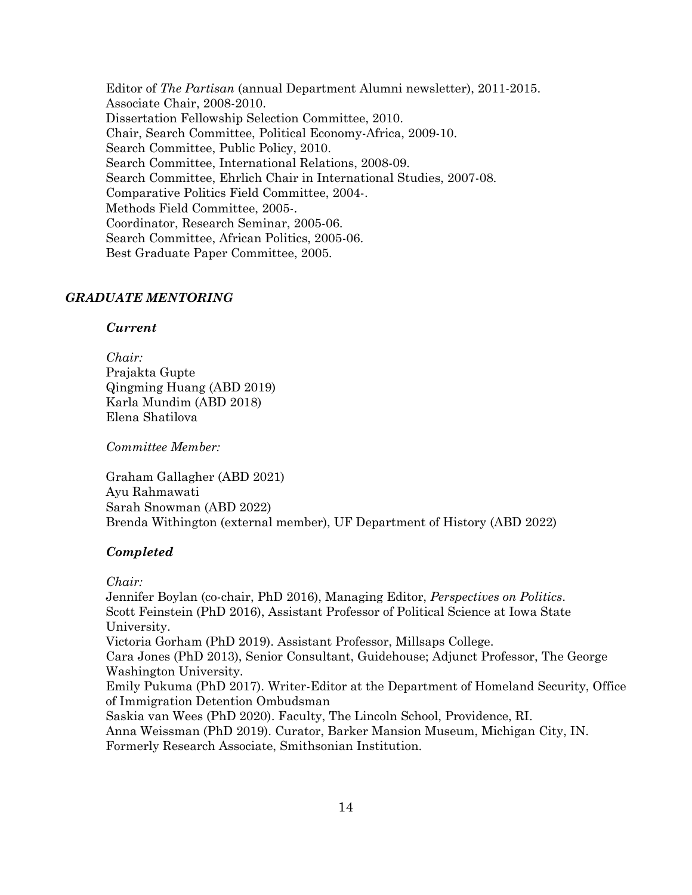Editor of *The Partisan* (annual Department Alumni newsletter), 2011-2015.
Associate Chair, 2008-2010.
Dissertation Fellowship Selection Committee, 2010.
Chair, Search Committee, Political Economy-Africa, 2009-10.
Search Committee, Public Policy, 2010.
Search Committee, International Relations, 2008-09.
Search Committee, Ehrlich Chair in International Studies, 2007-08.
Comparative Politics Field Committee, 2004-.
Methods Field Committee, 2005-.
Coordinator, Research Seminar, 2005-06.
Search Committee, African Politics, 2005-06.
Best Graduate Paper Committee, 2005.

## *GRADUATE MENTORING*

### *Current*

*Chair:*
Prajakta Gupte
Qingming Huang (ABD 2019)
Karla Mundim (ABD 2018)
Elena Shatilova

*Committee Member:*

Graham Gallagher (ABD 2021)
Ayu Rahmawati
Sarah Snowman (ABD 2022)
Brenda Withington (external member), UF Department of History (ABD 2022)

### *Completed*

*Chair:*
Jennifer Boylan (co-chair, PhD 2016), Managing Editor, *Perspectives on Politics*.
Scott Feinstein (PhD 2016), Assistant Professor of Political Science at Iowa State University.
Victoria Gorham (PhD 2019). Assistant Professor, Millsaps College.
Cara Jones (PhD 2013), Senior Consultant, Guidehouse; Adjunct Professor, The George Washington University.
Emily Pukuma (PhD 2017). Writer-Editor at the Department of Homeland Security, Office of Immigration Detention Ombudsman
Saskia van Wees (PhD 2020). Faculty, The Lincoln School, Providence, RI.
Anna Weissman (PhD 2019). Curator, Barker Mansion Museum, Michigan City, IN. Formerly Research Associate, Smithsonian Institution.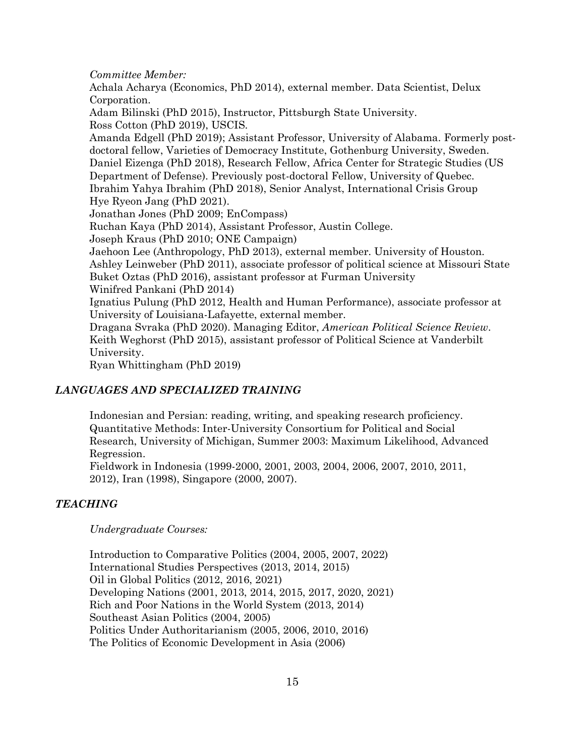*Committee Member:*

Achala Acharya (Economics, PhD 2014), external member. Data Scientist, Delux Corporation.
Adam Bilinski (PhD 2015), Instructor, Pittsburgh State University.
Ross Cotton (PhD 2019), USCIS.
Amanda Edgell (PhD 2019); Assistant Professor, University of Alabama. Formerly post-doctoral fellow, Varieties of Democracy Institute, Gothenburg University, Sweden.
Daniel Eizenga (PhD 2018), Research Fellow, Africa Center for Strategic Studies (US Department of Defense). Previously post-doctoral Fellow, University of Quebec.
Ibrahim Yahya Ibrahim (PhD 2018), Senior Analyst, International Crisis Group
Hye Ryeon Jang (PhD 2021).
Jonathan Jones (PhD 2009; EnCompass)
Ruchan Kaya (PhD 2014), Assistant Professor, Austin College.
Joseph Kraus (PhD 2010; ONE Campaign)
Jaehoon Lee (Anthropology, PhD 2013), external member. University of Houston.
Ashley Leinweber (PhD 2011), associate professor of political science at Missouri State
Buket Oztas (PhD 2016), assistant professor at Furman University
Winifred Pankani (PhD 2014)
Ignatius Pulung (PhD 2012, Health and Human Performance), associate professor at University of Louisiana-Lafayette, external member.
Dragana Svraka (PhD 2020). Managing Editor, *American Political Science Review*.
Keith Weghorst (PhD 2015), assistant professor of Political Science at Vanderbilt University.
Ryan Whittingham (PhD 2019)

## *LANGUAGES AND SPECIALIZED TRAINING*

Indonesian and Persian: reading, writing, and speaking research proficiency.
Quantitative Methods: Inter-University Consortium for Political and Social Research, University of Michigan, Summer 2003: Maximum Likelihood, Advanced Regression.
Fieldwork in Indonesia (1999-2000, 2001, 2003, 2004, 2006, 2007, 2010, 2011, 2012), Iran (1998), Singapore (2000, 2007).

## *TEACHING*

*Undergraduate Courses:*

Introduction to Comparative Politics (2004, 2005, 2007, 2022)
International Studies Perspectives (2013, 2014, 2015)
Oil in Global Politics (2012, 2016, 2021)
Developing Nations (2001, 2013, 2014, 2015, 2017, 2020, 2021)
Rich and Poor Nations in the World System (2013, 2014)
Southeast Asian Politics (2004, 2005)
Politics Under Authoritarianism (2005, 2006, 2010, 2016)
The Politics of Economic Development in Asia (2006)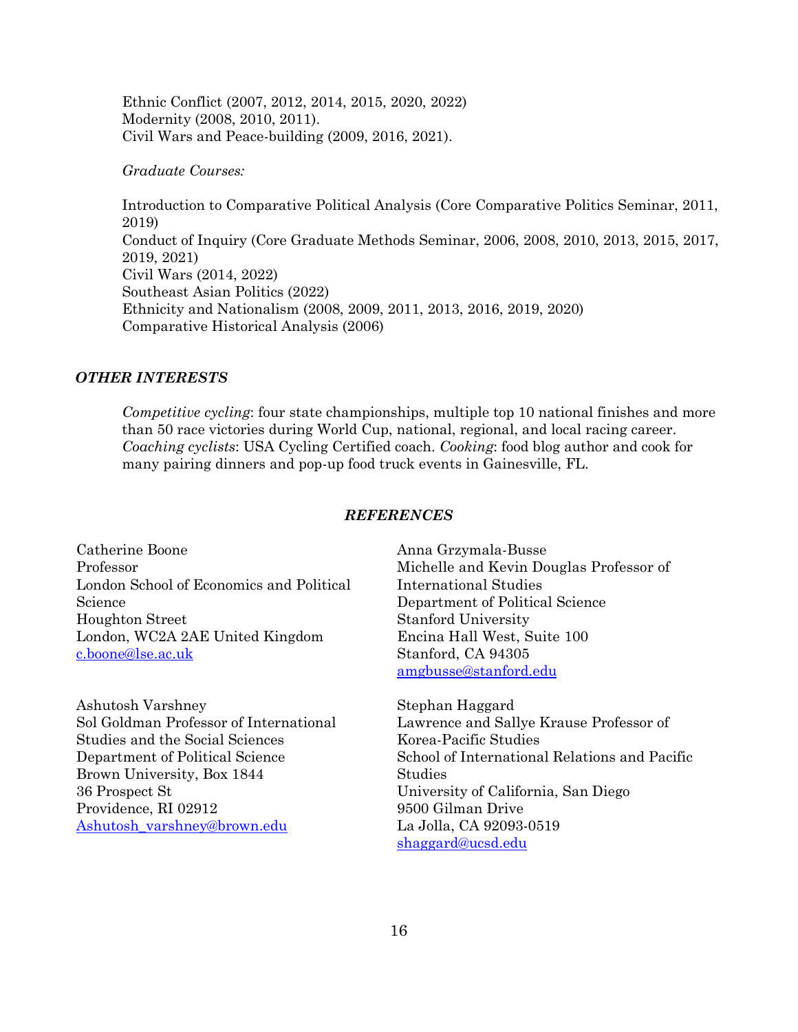Ethnic Conflict (2007, 2012, 2014, 2015, 2020, 2022)
Modernity (2008, 2010, 2011).
Civil Wars and Peace-building (2009, 2016, 2021).

*Graduate Courses:*

Introduction to Comparative Political Analysis (Core Comparative Politics Seminar, 2011, 2019)
Conduct of Inquiry (Core Graduate Methods Seminar, 2006, 2008, 2010, 2013, 2015, 2017, 2019, 2021)
Civil Wars (2014, 2022)
Southeast Asian Politics (2022)
Ethnicity and Nationalism (2008, 2009, 2011, 2013, 2016, 2019, 2020)
Comparative Historical Analysis (2006)

## *OTHER INTERESTS*

*Competitive cycling*: four state championships, multiple top 10 national finishes and more than 50 race victories during World Cup, national, regional, and local racing career. *Coaching cyclists*: USA Cycling Certified coach. *Cooking*: food blog author and cook for many pairing dinners and pop-up food truck events in Gainesville, FL.

## *REFERENCES*

Catherine Boone
Professor
London School of Economics and Political Science
Houghton Street
London, WC2A 2AE United Kingdom
c.boone@lse.ac.uk

Anna Grzymala-Busse
Michelle and Kevin Douglas Professor of International Studies
Department of Political Science
Stanford University
Encina Hall West, Suite 100
Stanford, CA 94305
amgbusse@stanford.edu

Ashutosh Varshney
Sol Goldman Professor of International Studies and the Social Sciences
Department of Political Science
Brown University, Box 1844
36 Prospect St
Providence, RI 02912
Ashutosh_varshney@brown.edu

Stephan Haggard
Lawrence and Sallye Krause Professor of Korea-Pacific Studies
School of International Relations and Pacific Studies
University of California, San Diego
9500 Gilman Drive
La Jolla, CA 92093-0519
shaggard@ucsd.edu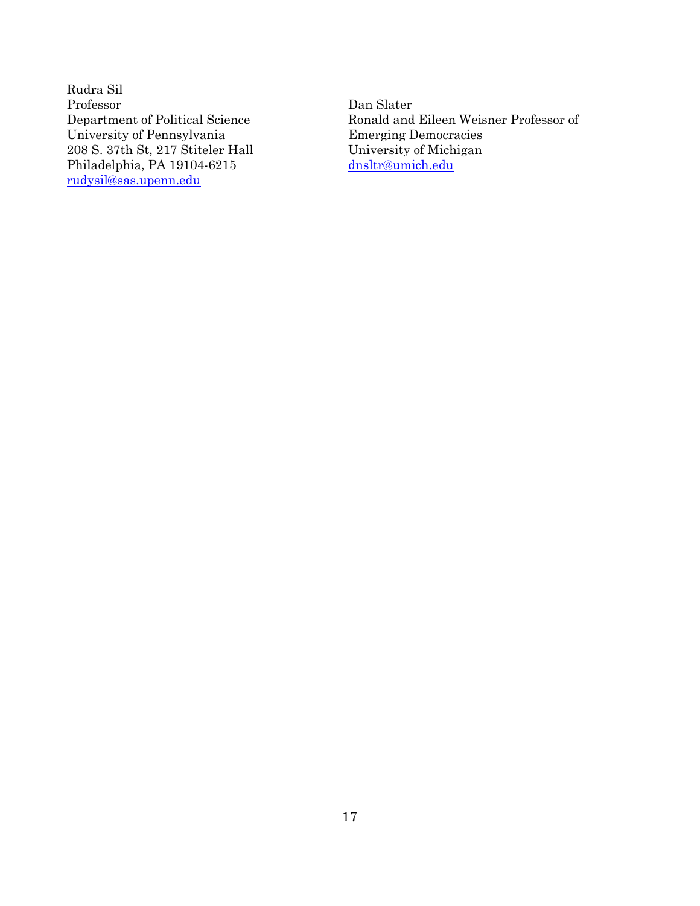Rudra Sil
Professor
Department of Political Science
University of Pennsylvania
208 S. 37th St, 217 Stiteler Hall
Philadelphia, PA 19104-6215
rudysil@sas.upenn.edu

Dan Slater
Ronald and Eileen Weisner Professor of Emerging Democracies
University of Michigan
dnsltr@umich.edu